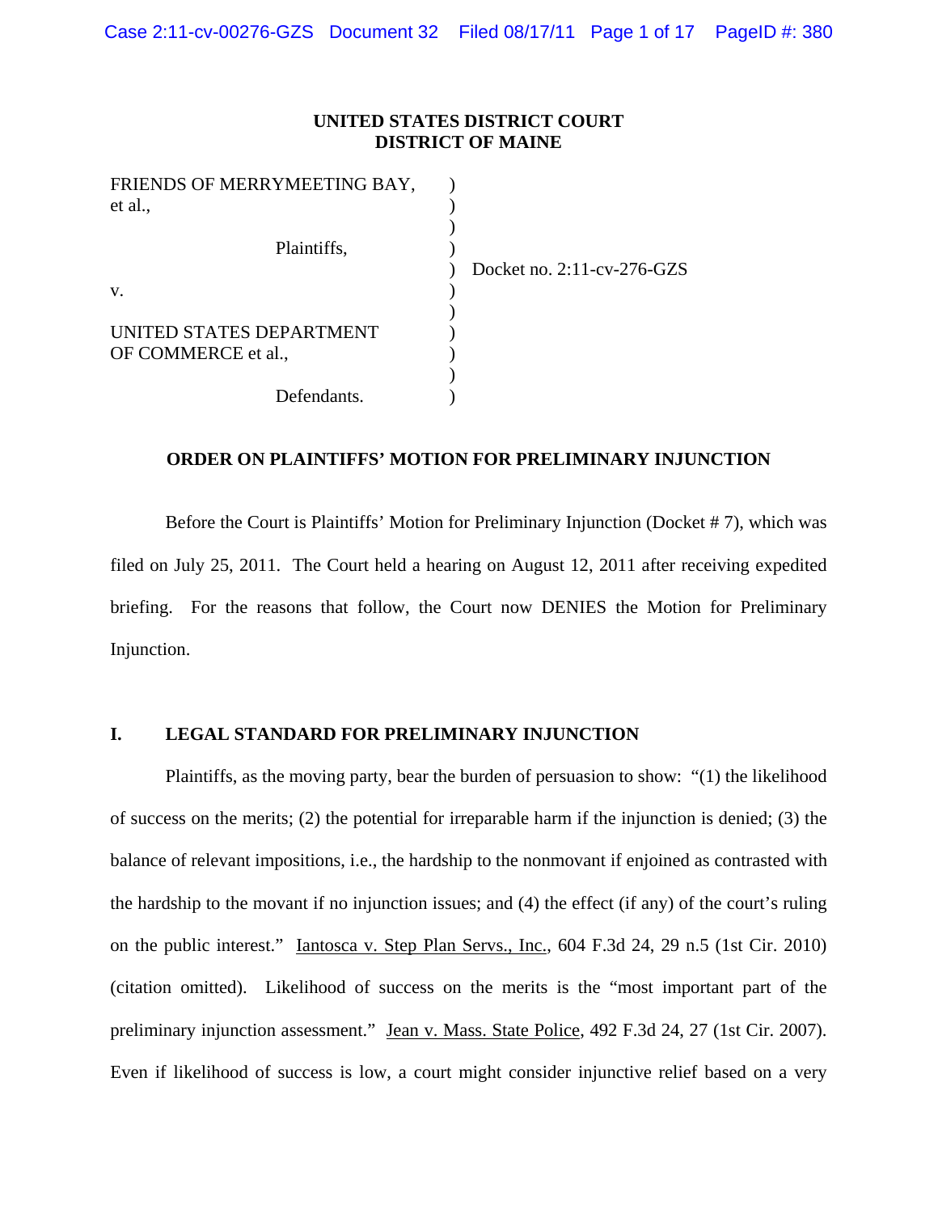**UNITED STATES DISTRICT COURT**
**DISTRICT OF MAINE**

| | | |
|---|---|---|
| FRIENDS OF MERRYMEETING BAY, et al., | ) | |
| Plaintiffs, | ) | Docket no. 2:11-cv-276-GZS |
| v. | ) | |
| UNITED STATES DEPARTMENT OF COMMERCE et al., | ) | |
| Defendants. | ) | |

**ORDER ON PLAINTIFFS' MOTION FOR PRELIMINARY INJUNCTION**

Before the Court is Plaintiffs' Motion for Preliminary Injunction (Docket # 7), which was filed on July 25, 2011. The Court held a hearing on August 12, 2011 after receiving expedited briefing. For the reasons that follow, the Court now DENIES the Motion for Preliminary Injunction.

## I. LEGAL STANDARD FOR PRELIMINARY INJUNCTION

Plaintiffs, as the moving party, bear the burden of persuasion to show: "(1) the likelihood of success on the merits; (2) the potential for irreparable harm if the injunction is denied; (3) the balance of relevant impositions, i.e., the hardship to the nonmovant if enjoined as contrasted with the hardship to the movant if no injunction issues; and (4) the effect (if any) of the court's ruling on the public interest." Iantosca v. Step Plan Servs., Inc., 604 F.3d 24, 29 n.5 (1st Cir. 2010) (citation omitted). Likelihood of success on the merits is the "most important part of the preliminary injunction assessment." Jean v. Mass. State Police, 492 F.3d 24, 27 (1st Cir. 2007). Even if likelihood of success is low, a court might consider injunctive relief based on a very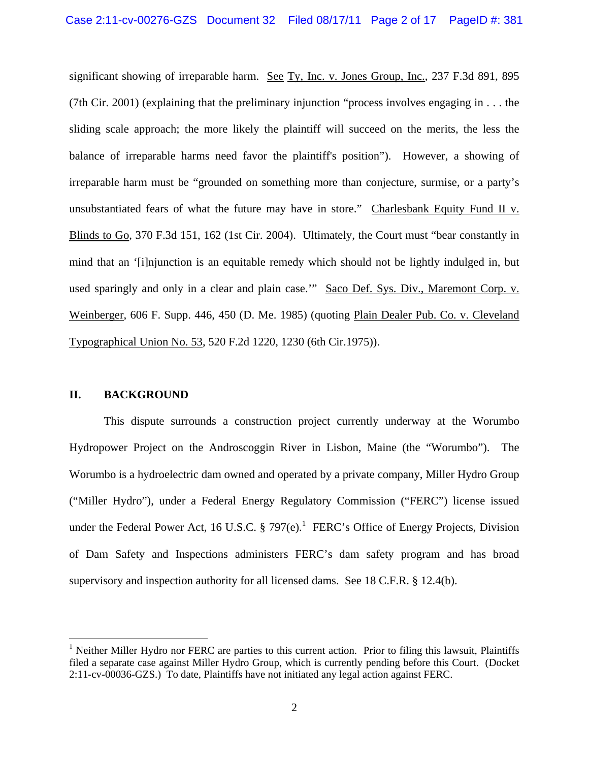significant showing of irreparable harm. See Ty, Inc. v. Jones Group, Inc., 237 F.3d 891, 895 (7th Cir. 2001) (explaining that the preliminary injunction "process involves engaging in . . . the sliding scale approach; the more likely the plaintiff will succeed on the merits, the less the balance of irreparable harms need favor the plaintiff's position"). However, a showing of irreparable harm must be "grounded on something more than conjecture, surmise, or a party's unsubstantiated fears of what the future may have in store." Charlesbank Equity Fund II v. Blinds to Go, 370 F.3d 151, 162 (1st Cir. 2004). Ultimately, the Court must "bear constantly in mind that an '[i]njunction is an equitable remedy which should not be lightly indulged in, but used sparingly and only in a clear and plain case.'" Saco Def. Sys. Div., Maremont Corp. v. Weinberger, 606 F. Supp. 446, 450 (D. Me. 1985) (quoting Plain Dealer Pub. Co. v. Cleveland Typographical Union No. 53, 520 F.2d 1220, 1230 (6th Cir.1975)).

## II. BACKGROUND

This dispute surrounds a construction project currently underway at the Worumbo Hydropower Project on the Androscoggin River in Lisbon, Maine (the "Worumbo"). The Worumbo is a hydroelectric dam owned and operated by a private company, Miller Hydro Group ("Miller Hydro"), under a Federal Energy Regulatory Commission ("FERC") license issued under the Federal Power Act, 16 U.S.C. § 797(e).[1] FERC's Office of Energy Projects, Division of Dam Safety and Inspections administers FERC's dam safety program and has broad supervisory and inspection authority for all licensed dams. See 18 C.F.R. § 12.4(b).

---

[1] Neither Miller Hydro nor FERC are parties to this current action. Prior to filing this lawsuit, Plaintiffs filed a separate case against Miller Hydro Group, which is currently pending before this Court. (Docket 2:11-cv-00036-GZS.) To date, Plaintiffs have not initiated any legal action against FERC.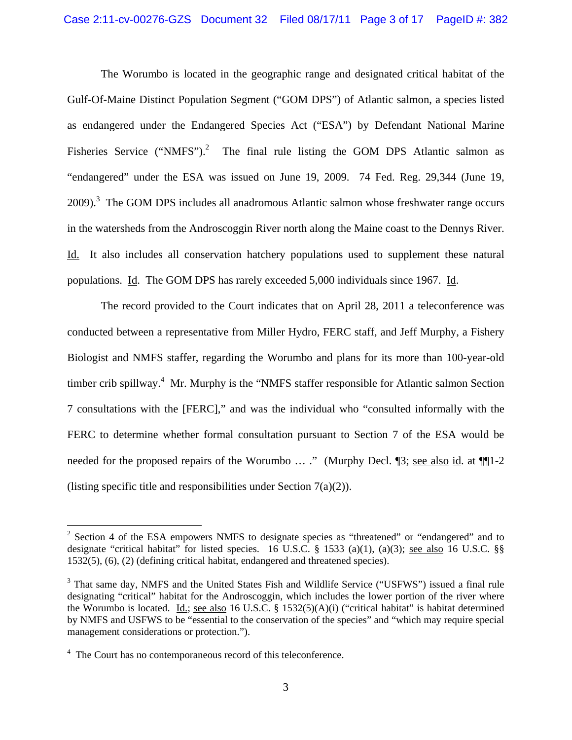The Worumbo is located in the geographic range and designated critical habitat of the Gulf-Of-Maine Distinct Population Segment ("GOM DPS") of Atlantic salmon, a species listed as endangered under the Endangered Species Act ("ESA") by Defendant National Marine Fisheries Service ("NMFS").[2] The final rule listing the GOM DPS Atlantic salmon as "endangered" under the ESA was issued on June 19, 2009. 74 Fed. Reg. 29,344 (June 19, 2009).[3] The GOM DPS includes all anadromous Atlantic salmon whose freshwater range occurs in the watersheds from the Androscoggin River north along the Maine coast to the Dennys River. Id. It also includes all conservation hatchery populations used to supplement these natural populations. Id. The GOM DPS has rarely exceeded 5,000 individuals since 1967. Id.

The record provided to the Court indicates that on April 28, 2011 a teleconference was conducted between a representative from Miller Hydro, FERC staff, and Jeff Murphy, a Fishery Biologist and NMFS staffer, regarding the Worumbo and plans for its more than 100-year-old timber crib spillway.[4] Mr. Murphy is the "NMFS staffer responsible for Atlantic salmon Section 7 consultations with the [FERC]," and was the individual who "consulted informally with the FERC to determine whether formal consultation pursuant to Section 7 of the ESA would be needed for the proposed repairs of the Worumbo … ." (Murphy Decl. ¶3; see also id. at ¶¶1-2 (listing specific title and responsibilities under Section 7(a)(2)).

---

[2] Section 4 of the ESA empowers NMFS to designate species as "threatened" or "endangered" and to designate "critical habitat" for listed species. 16 U.S.C. § 1533 (a)(1), (a)(3); see also 16 U.S.C. §§ 1532(5), (6), (2) (defining critical habitat, endangered and threatened species).

[3] That same day, NMFS and the United States Fish and Wildlife Service ("USFWS") issued a final rule designating "critical" habitat for the Androscoggin, which includes the lower portion of the river where the Worumbo is located. Id.; see also 16 U.S.C. § 1532(5)(A)(i) ("critical habitat" is habitat determined by NMFS and USFWS to be "essential to the conservation of the species" and "which may require special management considerations or protection.").

[4] The Court has no contemporaneous record of this teleconference.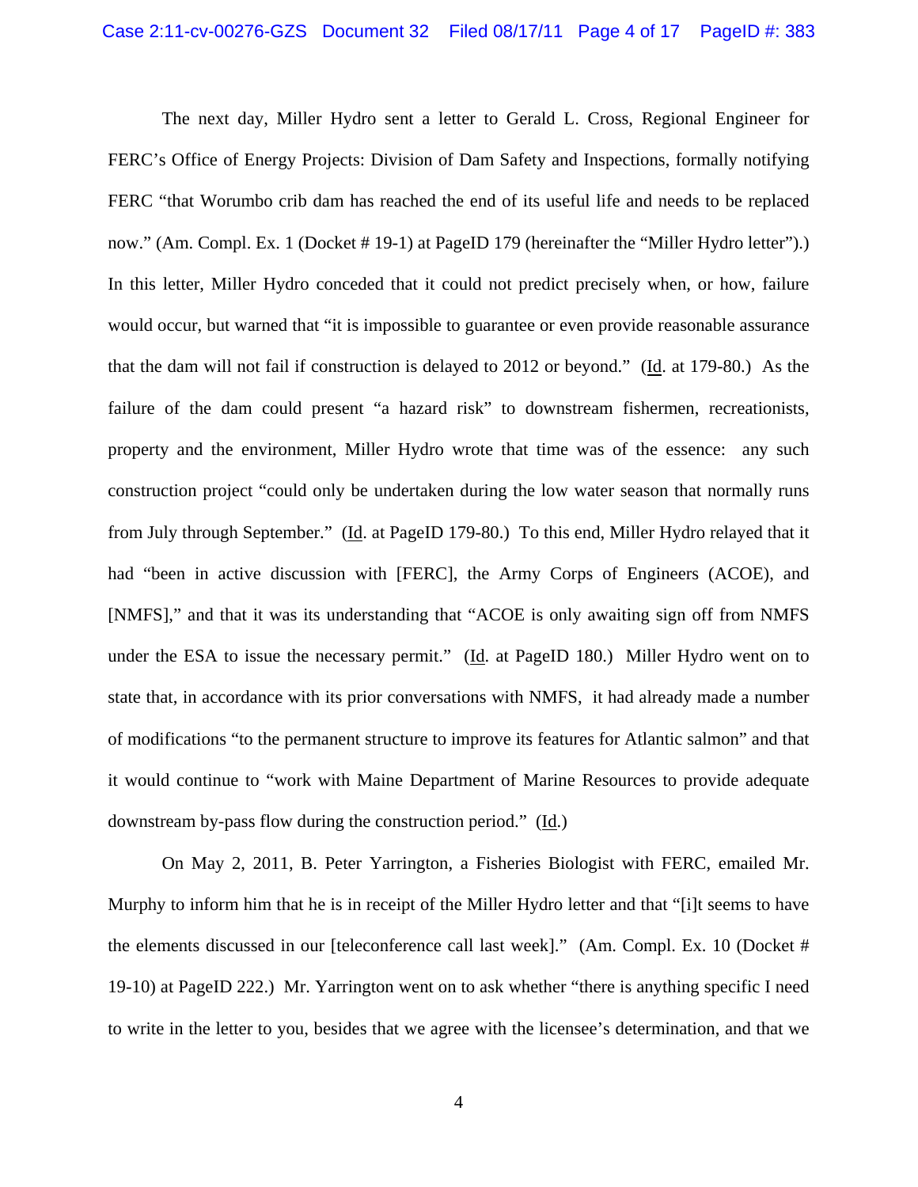The next day, Miller Hydro sent a letter to Gerald L. Cross, Regional Engineer for FERC's Office of Energy Projects: Division of Dam Safety and Inspections, formally notifying FERC "that Worumbo crib dam has reached the end of its useful life and needs to be replaced now." (Am. Compl. Ex. 1 (Docket # 19-1) at PageID 179 (hereinafter the "Miller Hydro letter").) In this letter, Miller Hydro conceded that it could not predict precisely when, or how, failure would occur, but warned that "it is impossible to guarantee or even provide reasonable assurance that the dam will not fail if construction is delayed to 2012 or beyond." (Id. at 179-80.) As the failure of the dam could present "a hazard risk" to downstream fishermen, recreationists, property and the environment, Miller Hydro wrote that time was of the essence: any such construction project "could only be undertaken during the low water season that normally runs from July through September." (Id. at PageID 179-80.) To this end, Miller Hydro relayed that it had "been in active discussion with [FERC], the Army Corps of Engineers (ACOE), and [NMFS]," and that it was its understanding that "ACOE is only awaiting sign off from NMFS under the ESA to issue the necessary permit." (Id. at PageID 180.) Miller Hydro went on to state that, in accordance with its prior conversations with NMFS, it had already made a number of modifications "to the permanent structure to improve its features for Atlantic salmon" and that it would continue to "work with Maine Department of Marine Resources to provide adequate downstream by-pass flow during the construction period." (Id.)

On May 2, 2011, B. Peter Yarrington, a Fisheries Biologist with FERC, emailed Mr. Murphy to inform him that he is in receipt of the Miller Hydro letter and that "[i]t seems to have the elements discussed in our [teleconference call last week]." (Am. Compl. Ex. 10 (Docket # 19-10) at PageID 222.) Mr. Yarrington went on to ask whether "there is anything specific I need to write in the letter to you, besides that we agree with the licensee's determination, and that we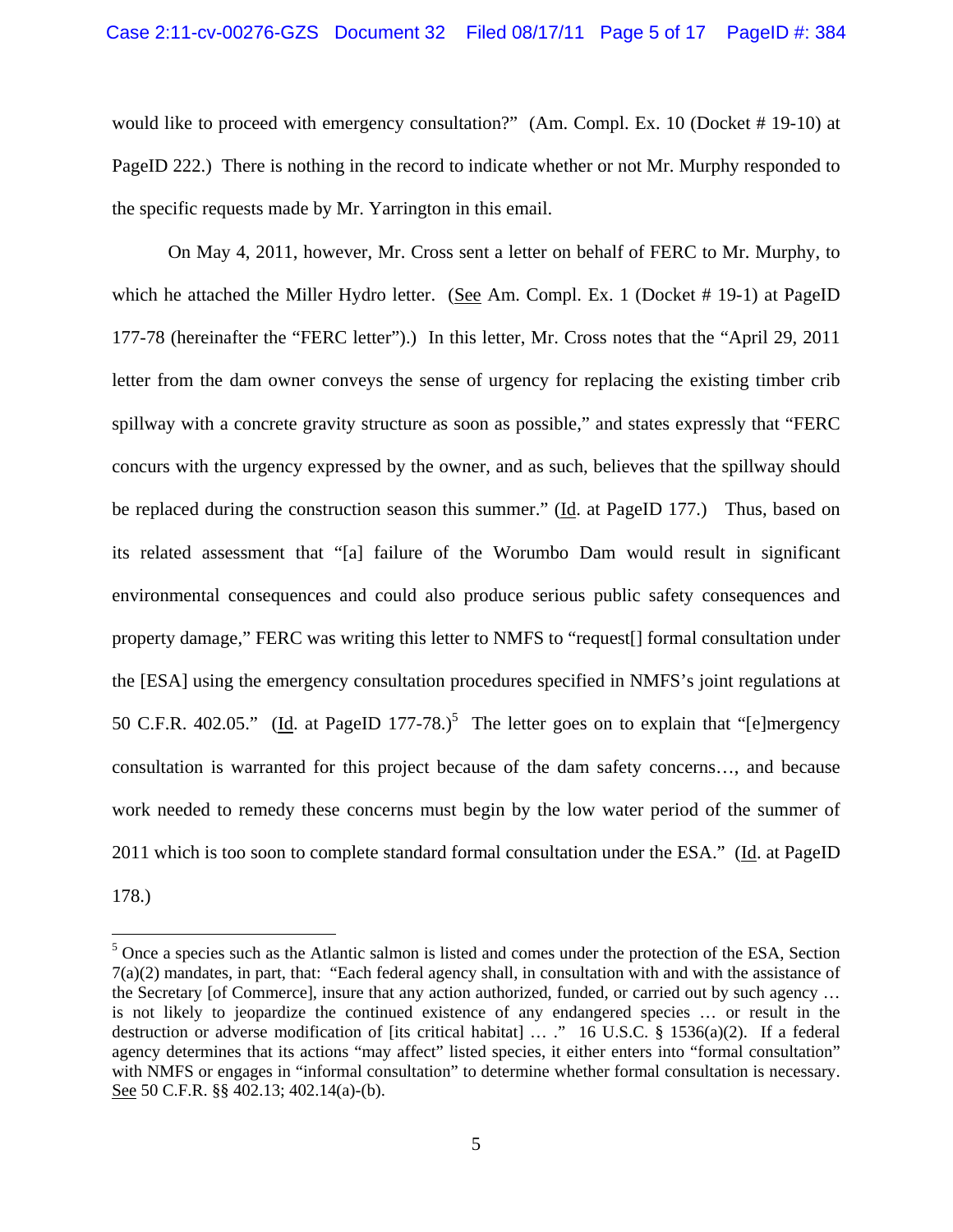would like to proceed with emergency consultation?" (Am. Compl. Ex. 10 (Docket # 19-10) at PageID 222.) There is nothing in the record to indicate whether or not Mr. Murphy responded to the specific requests made by Mr. Yarrington in this email.

On May 4, 2011, however, Mr. Cross sent a letter on behalf of FERC to Mr. Murphy, to which he attached the Miller Hydro letter. (See Am. Compl. Ex. 1 (Docket # 19-1) at PageID 177-78 (hereinafter the "FERC letter").) In this letter, Mr. Cross notes that the "April 29, 2011 letter from the dam owner conveys the sense of urgency for replacing the existing timber crib spillway with a concrete gravity structure as soon as possible," and states expressly that "FERC concurs with the urgency expressed by the owner, and as such, believes that the spillway should be replaced during the construction season this summer." (Id. at PageID 177.) Thus, based on its related assessment that "[a] failure of the Worumbo Dam would result in significant environmental consequences and could also produce serious public safety consequences and property damage," FERC was writing this letter to NMFS to "request[] formal consultation under the [ESA] using the emergency consultation procedures specified in NMFS's joint regulations at 50 C.F.R. 402.05." (Id. at PageID 177-78.)[5] The letter goes on to explain that "[e]mergency consultation is warranted for this project because of the dam safety concerns…, and because work needed to remedy these concerns must begin by the low water period of the summer of 2011 which is too soon to complete standard formal consultation under the ESA." (Id. at PageID 178.)

---

[5] Once a species such as the Atlantic salmon is listed and comes under the protection of the ESA, Section 7(a)(2) mandates, in part, that: "Each federal agency shall, in consultation with and with the assistance of the Secretary [of Commerce], insure that any action authorized, funded, or carried out by such agency … is not likely to jeopardize the continued existence of any endangered species … or result in the destruction or adverse modification of [its critical habitat] … ." 16 U.S.C. § 1536(a)(2). If a federal agency determines that its actions "may affect" listed species, it either enters into "formal consultation" with NMFS or engages in "informal consultation" to determine whether formal consultation is necessary. See 50 C.F.R. §§ 402.13; 402.14(a)-(b).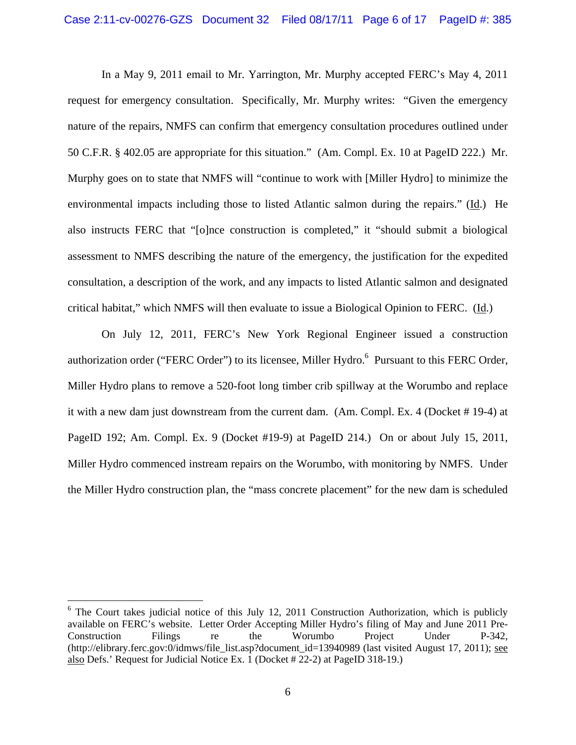In a May 9, 2011 email to Mr. Yarrington, Mr. Murphy accepted FERC's May 4, 2011 request for emergency consultation. Specifically, Mr. Murphy writes: "Given the emergency nature of the repairs, NMFS can confirm that emergency consultation procedures outlined under 50 C.F.R. § 402.05 are appropriate for this situation." (Am. Compl. Ex. 10 at PageID 222.) Mr. Murphy goes on to state that NMFS will "continue to work with [Miller Hydro] to minimize the environmental impacts including those to listed Atlantic salmon during the repairs." (Id.) He also instructs FERC that "[o]nce construction is completed," it "should submit a biological assessment to NMFS describing the nature of the emergency, the justification for the expedited consultation, a description of the work, and any impacts to listed Atlantic salmon and designated critical habitat," which NMFS will then evaluate to issue a Biological Opinion to FERC. (Id.)

On July 12, 2011, FERC's New York Regional Engineer issued a construction authorization order ("FERC Order") to its licensee, Miller Hydro.[6] Pursuant to this FERC Order, Miller Hydro plans to remove a 520-foot long timber crib spillway at the Worumbo and replace it with a new dam just downstream from the current dam. (Am. Compl. Ex. 4 (Docket # 19-4) at PageID 192; Am. Compl. Ex. 9 (Docket #19-9) at PageID 214.) On or about July 15, 2011, Miller Hydro commenced instream repairs on the Worumbo, with monitoring by NMFS. Under the Miller Hydro construction plan, the "mass concrete placement" for the new dam is scheduled

---

[6] The Court takes judicial notice of this July 12, 2011 Construction Authorization, which is publicly available on FERC's website. Letter Order Accepting Miller Hydro's filing of May and June 2011 Pre-Construction Filings re the Worumbo Project Under P-342, (http://elibrary.ferc.gov:0/idmws/file_list.asp?document_id=13940989 (last visited August 17, 2011); see also Defs.' Request for Judicial Notice Ex. 1 (Docket # 22-2) at PageID 318-19.)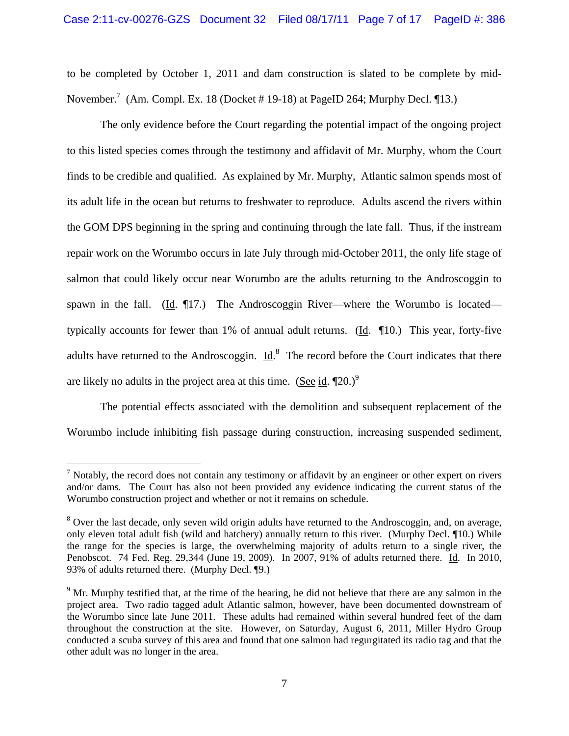to be completed by October 1, 2011 and dam construction is slated to be complete by mid-November.[7] (Am. Compl. Ex. 18 (Docket # 19-18) at PageID 264; Murphy Decl. ¶13.)

The only evidence before the Court regarding the potential impact of the ongoing project to this listed species comes through the testimony and affidavit of Mr. Murphy, whom the Court finds to be credible and qualified. As explained by Mr. Murphy, Atlantic salmon spends most of its adult life in the ocean but returns to freshwater to reproduce. Adults ascend the rivers within the GOM DPS beginning in the spring and continuing through the late fall. Thus, if the instream repair work on the Worumbo occurs in late July through mid-October 2011, the only life stage of salmon that could likely occur near Worumbo are the adults returning to the Androscoggin to spawn in the fall. (Id. ¶17.) The Androscoggin River—where the Worumbo is located—typically accounts for fewer than 1% of annual adult returns. (Id. ¶10.) This year, forty-five adults have returned to the Androscoggin. Id.[8] The record before the Court indicates that there are likely no adults in the project area at this time. (See id. ¶20.)[9]

The potential effects associated with the demolition and subsequent replacement of the Worumbo include inhibiting fish passage during construction, increasing suspended sediment,

---

[7] Notably, the record does not contain any testimony or affidavit by an engineer or other expert on rivers and/or dams. The Court has also not been provided any evidence indicating the current status of the Worumbo construction project and whether or not it remains on schedule.

[8] Over the last decade, only seven wild origin adults have returned to the Androscoggin, and, on average, only eleven total adult fish (wild and hatchery) annually return to this river. (Murphy Decl. ¶10.) While the range for the species is large, the overwhelming majority of adults return to a single river, the Penobscot. 74 Fed. Reg. 29,344 (June 19, 2009). In 2007, 91% of adults returned there. Id. In 2010, 93% of adults returned there. (Murphy Decl. ¶9.)

[9] Mr. Murphy testified that, at the time of the hearing, he did not believe that there are any salmon in the project area. Two radio tagged adult Atlantic salmon, however, have been documented downstream of the Worumbo since late June 2011. These adults had remained within several hundred feet of the dam throughout the construction at the site. However, on Saturday, August 6, 2011, Miller Hydro Group conducted a scuba survey of this area and found that one salmon had regurgitated its radio tag and that the other adult was no longer in the area.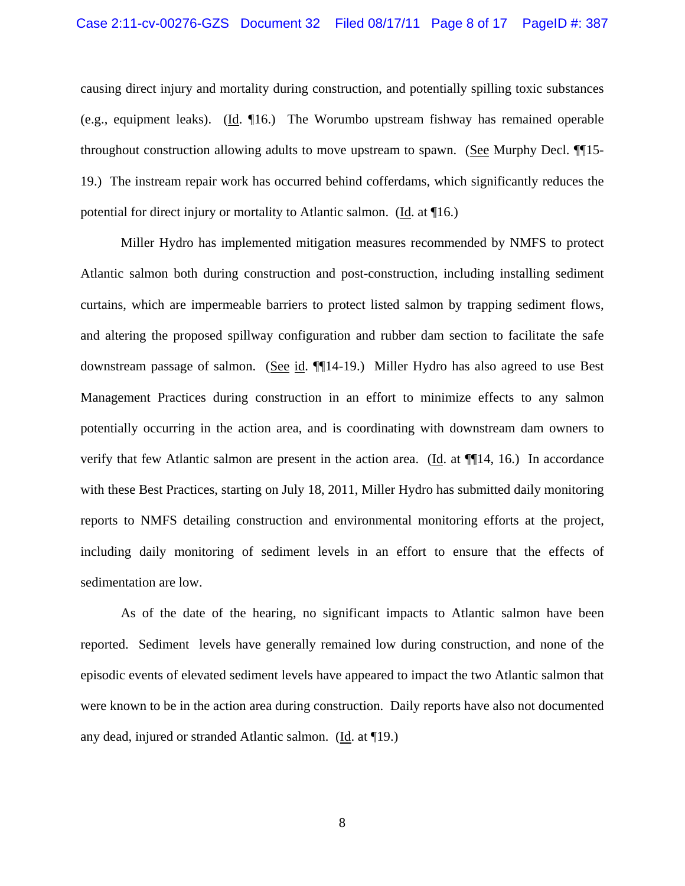causing direct injury and mortality during construction, and potentially spilling toxic substances (e.g., equipment leaks). (Id. ¶16.) The Worumbo upstream fishway has remained operable throughout construction allowing adults to move upstream to spawn. (See Murphy Decl. ¶¶15-19.) The instream repair work has occurred behind cofferdams, which significantly reduces the potential for direct injury or mortality to Atlantic salmon. (Id. at ¶16.)

Miller Hydro has implemented mitigation measures recommended by NMFS to protect Atlantic salmon both during construction and post-construction, including installing sediment curtains, which are impermeable barriers to protect listed salmon by trapping sediment flows, and altering the proposed spillway configuration and rubber dam section to facilitate the safe downstream passage of salmon. (See id. ¶¶14-19.) Miller Hydro has also agreed to use Best Management Practices during construction in an effort to minimize effects to any salmon potentially occurring in the action area, and is coordinating with downstream dam owners to verify that few Atlantic salmon are present in the action area. (Id. at ¶¶14, 16.) In accordance with these Best Practices, starting on July 18, 2011, Miller Hydro has submitted daily monitoring reports to NMFS detailing construction and environmental monitoring efforts at the project, including daily monitoring of sediment levels in an effort to ensure that the effects of sedimentation are low.

As of the date of the hearing, no significant impacts to Atlantic salmon have been reported. Sediment levels have generally remained low during construction, and none of the episodic events of elevated sediment levels have appeared to impact the two Atlantic salmon that were known to be in the action area during construction. Daily reports have also not documented any dead, injured or stranded Atlantic salmon. (Id. at ¶19.)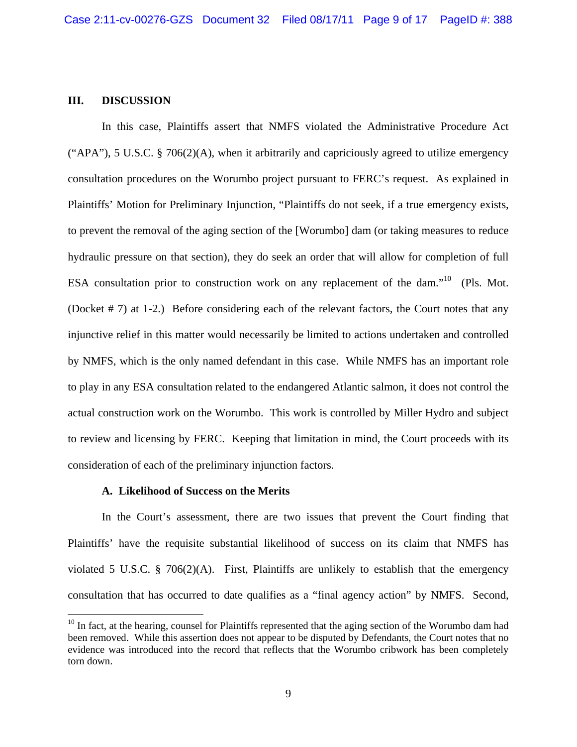## III. DISCUSSION

In this case, Plaintiffs assert that NMFS violated the Administrative Procedure Act ("APA"), 5 U.S.C. § 706(2)(A), when it arbitrarily and capriciously agreed to utilize emergency consultation procedures on the Worumbo project pursuant to FERC's request. As explained in Plaintiffs' Motion for Preliminary Injunction, "Plaintiffs do not seek, if a true emergency exists, to prevent the removal of the aging section of the [Worumbo] dam (or taking measures to reduce hydraulic pressure on that section), they do seek an order that will allow for completion of full ESA consultation prior to construction work on any replacement of the dam."[10] (Pls. Mot. (Docket # 7) at 1-2.) Before considering each of the relevant factors, the Court notes that any injunctive relief in this matter would necessarily be limited to actions undertaken and controlled by NMFS, which is the only named defendant in this case. While NMFS has an important role to play in any ESA consultation related to the endangered Atlantic salmon, it does not control the actual construction work on the Worumbo. This work is controlled by Miller Hydro and subject to review and licensing by FERC. Keeping that limitation in mind, the Court proceeds with its consideration of each of the preliminary injunction factors.

### A. Likelihood of Success on the Merits

In the Court's assessment, there are two issues that prevent the Court finding that Plaintiffs' have the requisite substantial likelihood of success on its claim that NMFS has violated 5 U.S.C. § 706(2)(A). First, Plaintiffs are unlikely to establish that the emergency consultation that has occurred to date qualifies as a "final agency action" by NMFS. Second,

[10] In fact, at the hearing, counsel for Plaintiffs represented that the aging section of the Worumbo dam had been removed. While this assertion does not appear to be disputed by Defendants, the Court notes that no evidence was introduced into the record that reflects that the Worumbo cribwork has been completely torn down.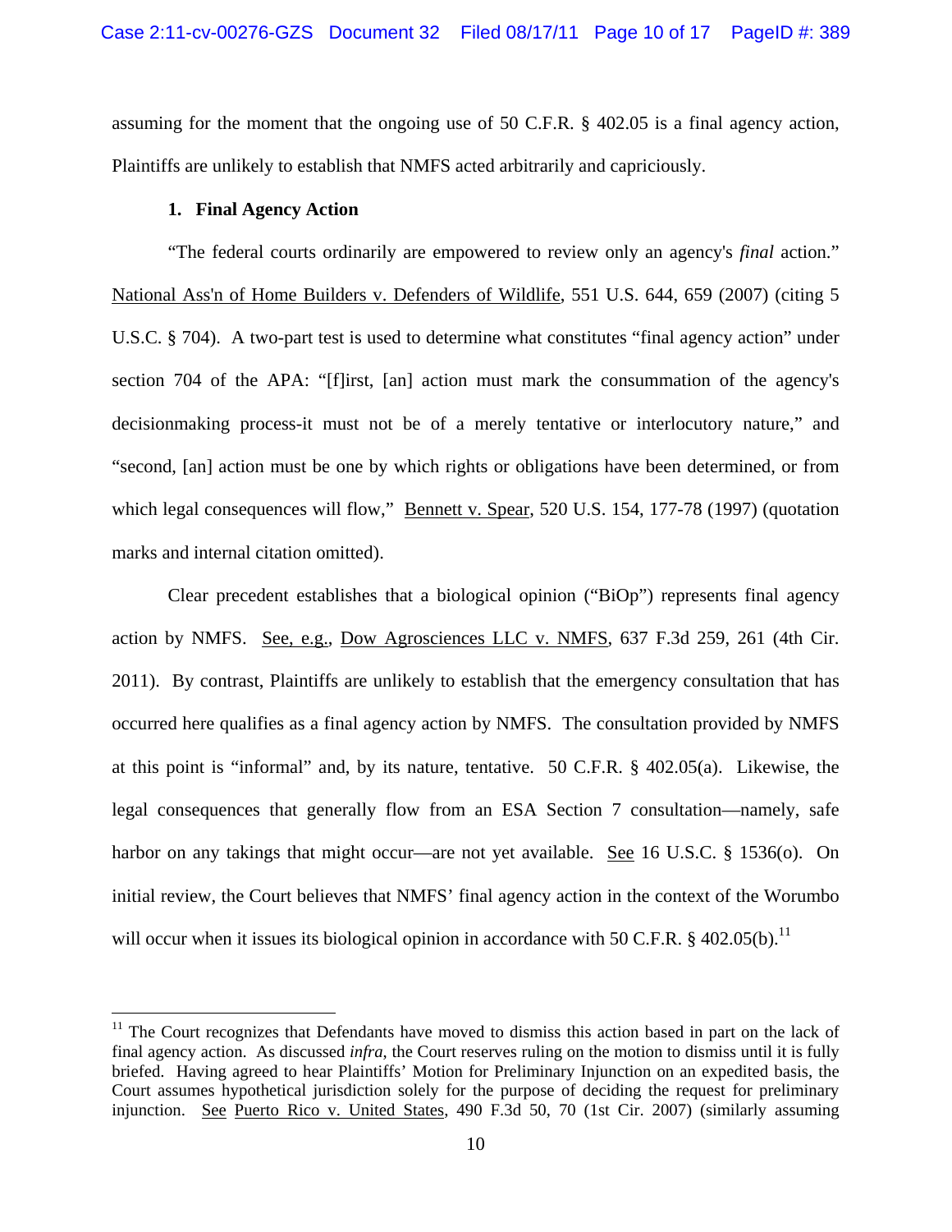assuming for the moment that the ongoing use of 50 C.F.R. § 402.05 is a final agency action, Plaintiffs are unlikely to establish that NMFS acted arbitrarily and capriciously.

**1. Final Agency Action**

"The federal courts ordinarily are empowered to review only an agency's *final* action." National Ass'n of Home Builders v. Defenders of Wildlife, 551 U.S. 644, 659 (2007) (citing 5 U.S.C. § 704). A two-part test is used to determine what constitutes "final agency action" under section 704 of the APA: "[f]irst, [an] action must mark the consummation of the agency's decisionmaking process-it must not be of a merely tentative or interlocutory nature," and "second, [an] action must be one by which rights or obligations have been determined, or from which legal consequences will flow," Bennett v. Spear, 520 U.S. 154, 177-78 (1997) (quotation marks and internal citation omitted).

Clear precedent establishes that a biological opinion ("BiOp") represents final agency action by NMFS. See, e.g., Dow Agrosciences LLC v. NMFS, 637 F.3d 259, 261 (4th Cir. 2011). By contrast, Plaintiffs are unlikely to establish that the emergency consultation that has occurred here qualifies as a final agency action by NMFS. The consultation provided by NMFS at this point is "informal" and, by its nature, tentative. 50 C.F.R. § 402.05(a). Likewise, the legal consequences that generally flow from an ESA Section 7 consultation—namely, safe harbor on any takings that might occur—are not yet available. See 16 U.S.C. § 1536(o). On initial review, the Court believes that NMFS' final agency action in the context of the Worumbo will occur when it issues its biological opinion in accordance with 50 C.F.R. § 402.05(b).[11]

[11] The Court recognizes that Defendants have moved to dismiss this action based in part on the lack of final agency action. As discussed *infra*, the Court reserves ruling on the motion to dismiss until it is fully briefed. Having agreed to hear Plaintiffs' Motion for Preliminary Injunction on an expedited basis, the Court assumes hypothetical jurisdiction solely for the purpose of deciding the request for preliminary injunction. See Puerto Rico v. United States, 490 F.3d 50, 70 (1st Cir. 2007) (similarly assuming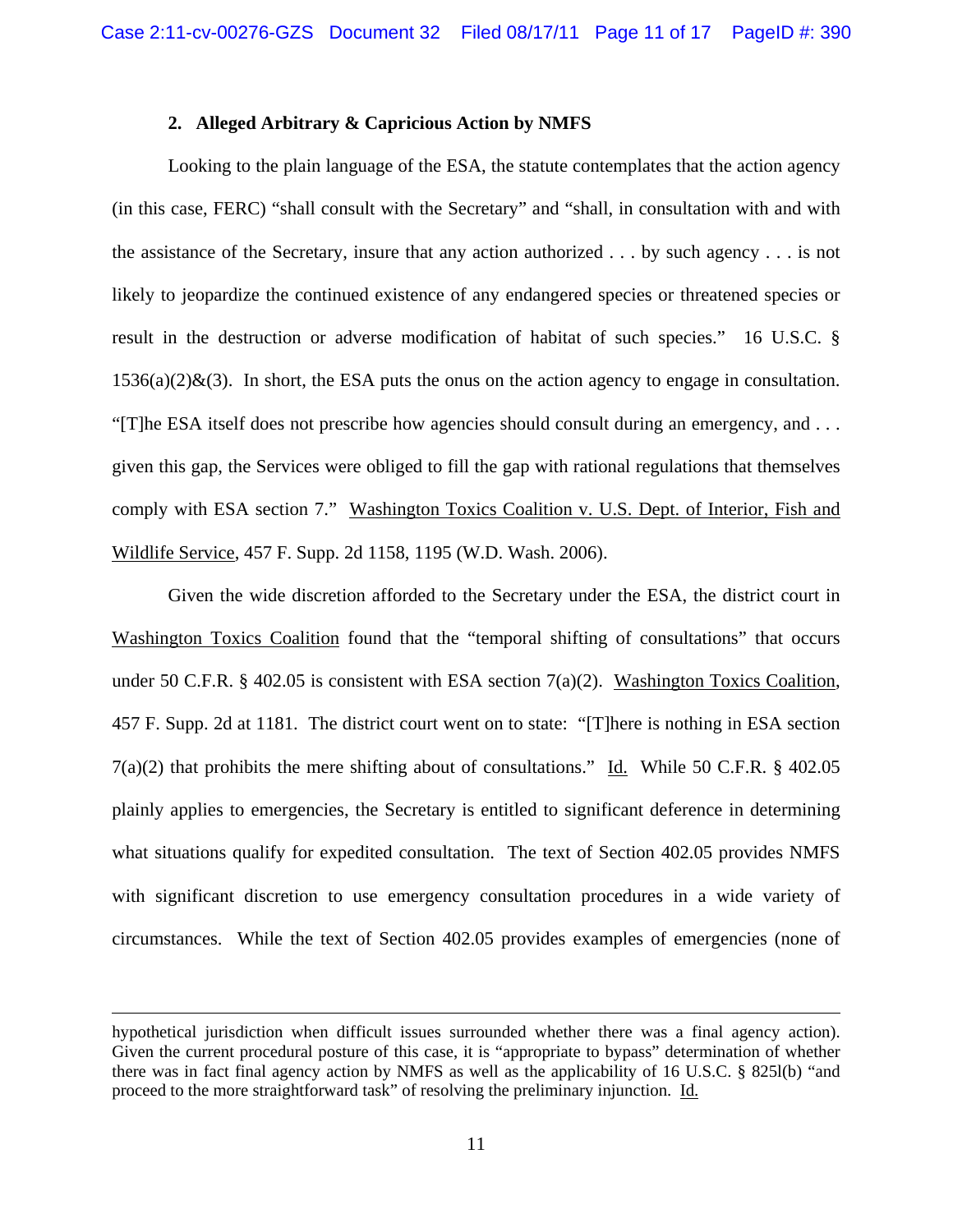### 2. Alleged Arbitrary & Capricious Action by NMFS

Looking to the plain language of the ESA, the statute contemplates that the action agency (in this case, FERC) "shall consult with the Secretary" and "shall, in consultation with and with the assistance of the Secretary, insure that any action authorized . . . by such agency . . . is not likely to jeopardize the continued existence of any endangered species or threatened species or result in the destruction or adverse modification of habitat of such species." 16 U.S.C. § 1536(a)(2)&(3). In short, the ESA puts the onus on the action agency to engage in consultation. "[T]he ESA itself does not prescribe how agencies should consult during an emergency, and . . . given this gap, the Services were obliged to fill the gap with rational regulations that themselves comply with ESA section 7." Washington Toxics Coalition v. U.S. Dept. of Interior, Fish and Wildlife Service, 457 F. Supp. 2d 1158, 1195 (W.D. Wash. 2006).

Given the wide discretion afforded to the Secretary under the ESA, the district court in Washington Toxics Coalition found that the "temporal shifting of consultations" that occurs under 50 C.F.R. § 402.05 is consistent with ESA section 7(a)(2). Washington Toxics Coalition, 457 F. Supp. 2d at 1181. The district court went on to state: "[T]here is nothing in ESA section 7(a)(2) that prohibits the mere shifting about of consultations." Id. While 50 C.F.R. § 402.05 plainly applies to emergencies, the Secretary is entitled to significant deference in determining what situations qualify for expedited consultation. The text of Section 402.05 provides NMFS with significant discretion to use emergency consultation procedures in a wide variety of circumstances. While the text of Section 402.05 provides examples of emergencies (none of

---

hypothetical jurisdiction when difficult issues surrounded whether there was a final agency action). Given the current procedural posture of this case, it is "appropriate to bypass" determination of whether there was in fact final agency action by NMFS as well as the applicability of 16 U.S.C. § 825l(b) "and proceed to the more straightforward task" of resolving the preliminary injunction. Id.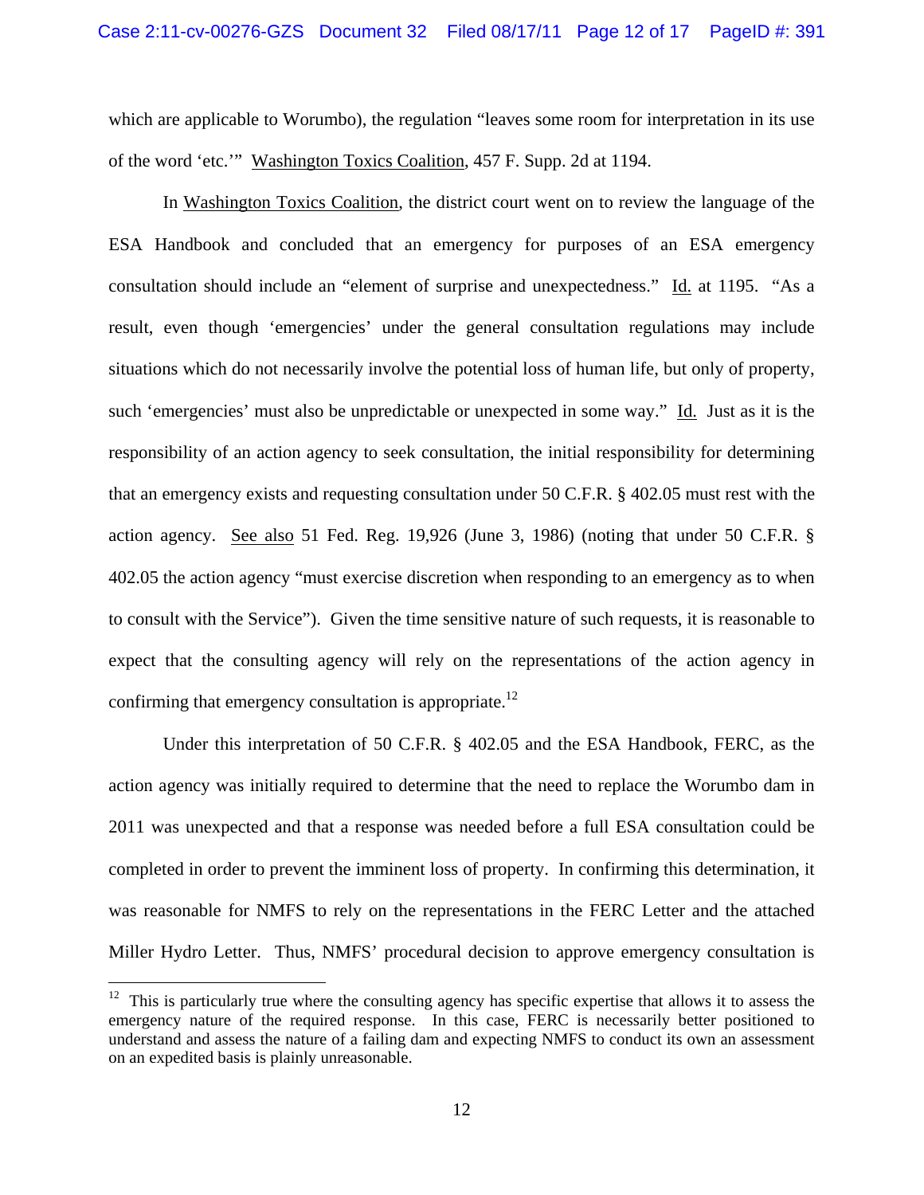which are applicable to Worumbo), the regulation "leaves some room for interpretation in its use of the word 'etc.'" Washington Toxics Coalition, 457 F. Supp. 2d at 1194.

In Washington Toxics Coalition, the district court went on to review the language of the ESA Handbook and concluded that an emergency for purposes of an ESA emergency consultation should include an "element of surprise and unexpectedness." Id. at 1195. "As a result, even though 'emergencies' under the general consultation regulations may include situations which do not necessarily involve the potential loss of human life, but only of property, such 'emergencies' must also be unpredictable or unexpected in some way." Id. Just as it is the responsibility of an action agency to seek consultation, the initial responsibility for determining that an emergency exists and requesting consultation under 50 C.F.R. § 402.05 must rest with the action agency. See also 51 Fed. Reg. 19,926 (June 3, 1986) (noting that under 50 C.F.R. § 402.05 the action agency "must exercise discretion when responding to an emergency as to when to consult with the Service"). Given the time sensitive nature of such requests, it is reasonable to expect that the consulting agency will rely on the representations of the action agency in confirming that emergency consultation is appropriate.[12]

Under this interpretation of 50 C.F.R. § 402.05 and the ESA Handbook, FERC, as the action agency was initially required to determine that the need to replace the Worumbo dam in 2011 was unexpected and that a response was needed before a full ESA consultation could be completed in order to prevent the imminent loss of property. In confirming this determination, it was reasonable for NMFS to rely on the representations in the FERC Letter and the attached Miller Hydro Letter. Thus, NMFS' procedural decision to approve emergency consultation is

[12] This is particularly true where the consulting agency has specific expertise that allows it to assess the emergency nature of the required response. In this case, FERC is necessarily better positioned to understand and assess the nature of a failing dam and expecting NMFS to conduct its own an assessment on an expedited basis is plainly unreasonable.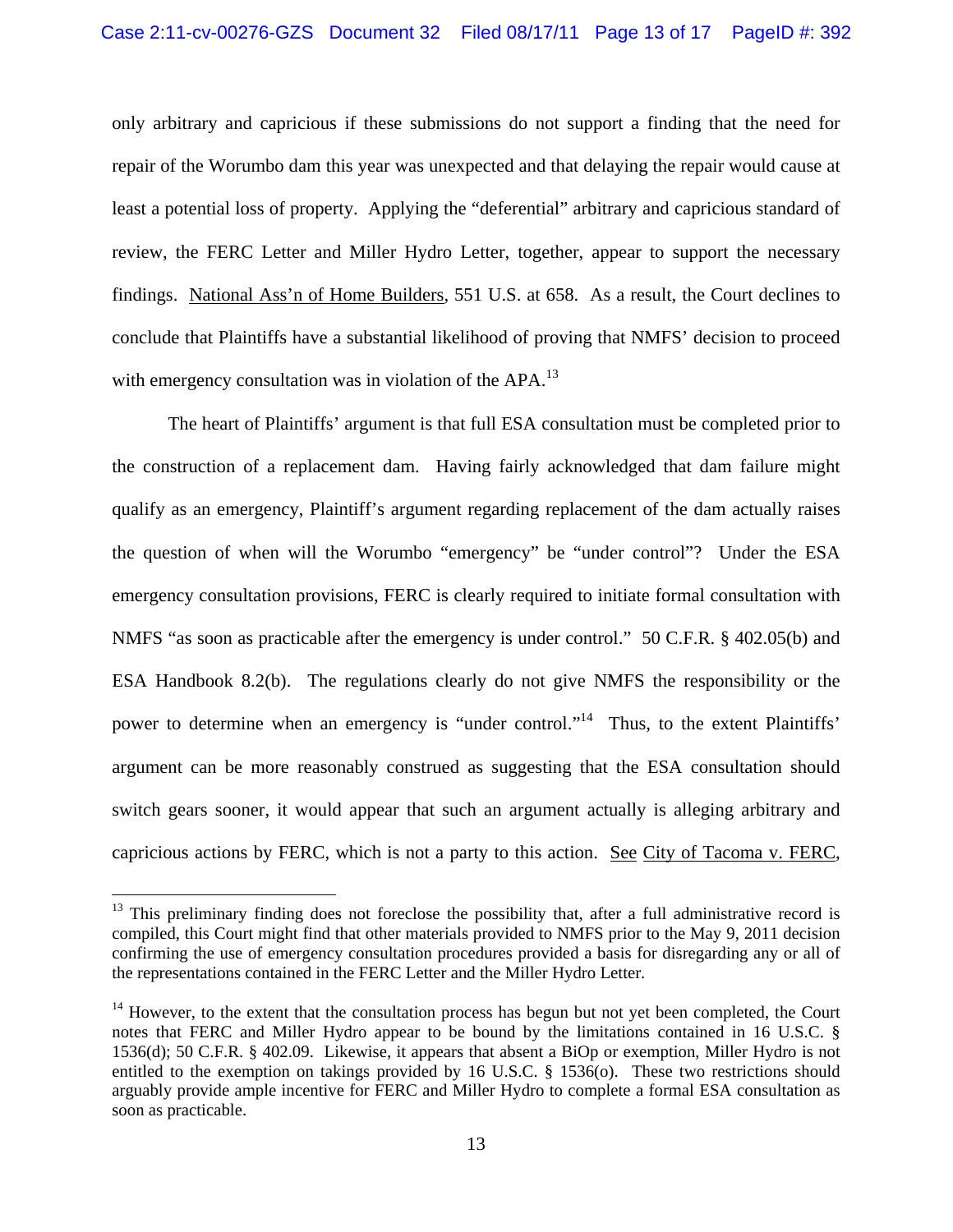only arbitrary and capricious if these submissions do not support a finding that the need for repair of the Worumbo dam this year was unexpected and that delaying the repair would cause at least a potential loss of property. Applying the "deferential" arbitrary and capricious standard of review, the FERC Letter and Miller Hydro Letter, together, appear to support the necessary findings. National Ass'n of Home Builders, 551 U.S. at 658. As a result, the Court declines to conclude that Plaintiffs have a substantial likelihood of proving that NMFS' decision to proceed with emergency consultation was in violation of the APA.[13]

The heart of Plaintiffs' argument is that full ESA consultation must be completed prior to the construction of a replacement dam. Having fairly acknowledged that dam failure might qualify as an emergency, Plaintiff's argument regarding replacement of the dam actually raises the question of when will the Worumbo "emergency" be "under control"? Under the ESA emergency consultation provisions, FERC is clearly required to initiate formal consultation with NMFS "as soon as practicable after the emergency is under control." 50 C.F.R. § 402.05(b) and ESA Handbook 8.2(b). The regulations clearly do not give NMFS the responsibility or the power to determine when an emergency is "under control."[14] Thus, to the extent Plaintiffs' argument can be more reasonably construed as suggesting that the ESA consultation should switch gears sooner, it would appear that such an argument actually is alleging arbitrary and capricious actions by FERC, which is not a party to this action. See City of Tacoma v. FERC,

---

[13] This preliminary finding does not foreclose the possibility that, after a full administrative record is compiled, this Court might find that other materials provided to NMFS prior to the May 9, 2011 decision confirming the use of emergency consultation procedures provided a basis for disregarding any or all of the representations contained in the FERC Letter and the Miller Hydro Letter.

[14] However, to the extent that the consultation process has begun but not yet been completed, the Court notes that FERC and Miller Hydro appear to be bound by the limitations contained in 16 U.S.C. § 1536(d); 50 C.F.R. § 402.09. Likewise, it appears that absent a BiOp or exemption, Miller Hydro is not entitled to the exemption on takings provided by 16 U.S.C. § 1536(o). These two restrictions should arguably provide ample incentive for FERC and Miller Hydro to complete a formal ESA consultation as soon as practicable.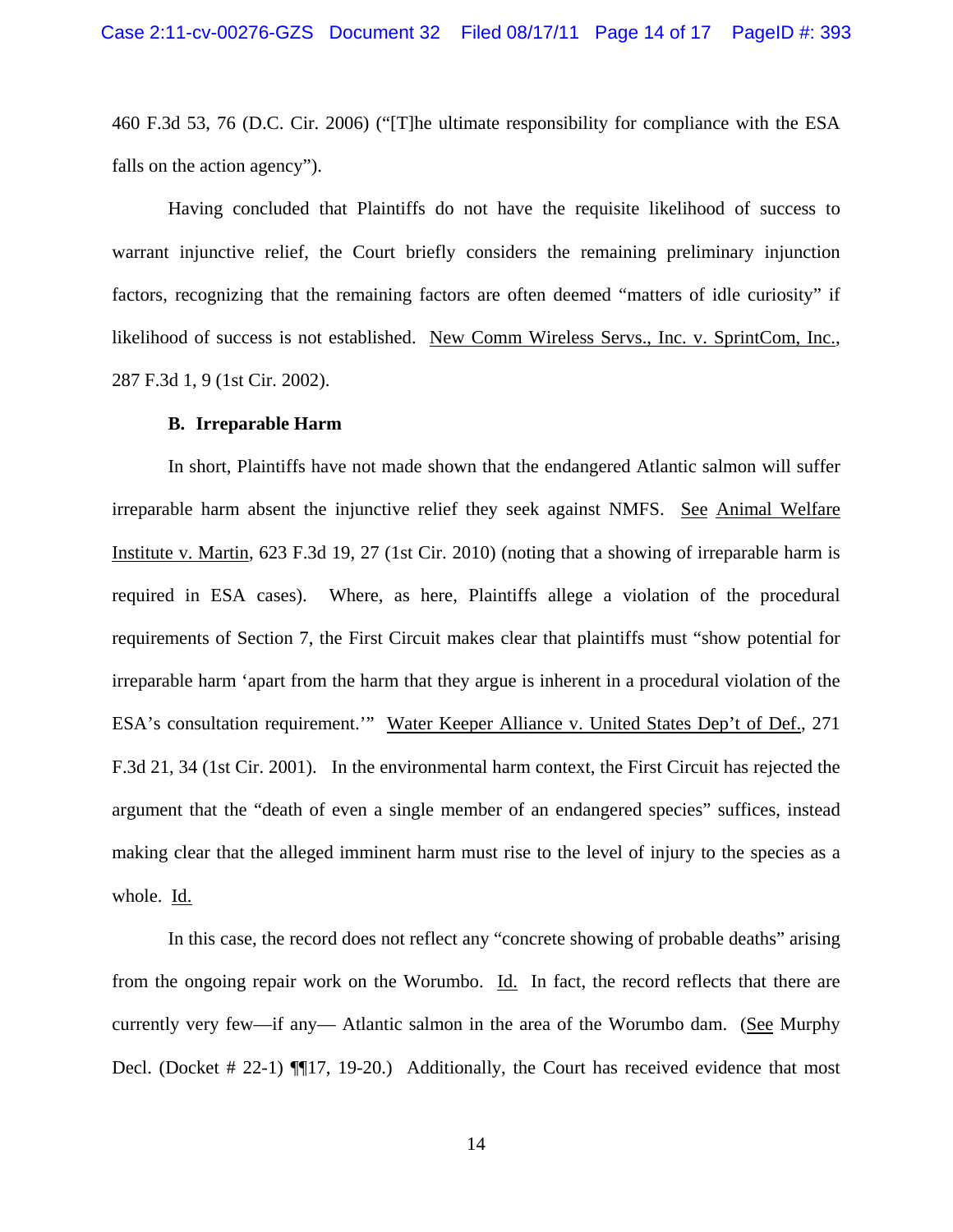460 F.3d 53, 76 (D.C. Cir. 2006) ("[T]he ultimate responsibility for compliance with the ESA falls on the action agency").

Having concluded that Plaintiffs do not have the requisite likelihood of success to warrant injunctive relief, the Court briefly considers the remaining preliminary injunction factors, recognizing that the remaining factors are often deemed "matters of idle curiosity" if likelihood of success is not established. New Comm Wireless Servs., Inc. v. SprintCom, Inc., 287 F.3d 1, 9 (1st Cir. 2002).

**B. Irreparable Harm**

In short, Plaintiffs have not made shown that the endangered Atlantic salmon will suffer irreparable harm absent the injunctive relief they seek against NMFS. See Animal Welfare Institute v. Martin, 623 F.3d 19, 27 (1st Cir. 2010) (noting that a showing of irreparable harm is required in ESA cases). Where, as here, Plaintiffs allege a violation of the procedural requirements of Section 7, the First Circuit makes clear that plaintiffs must "show potential for irreparable harm 'apart from the harm that they argue is inherent in a procedural violation of the ESA's consultation requirement.'" Water Keeper Alliance v. United States Dep't of Def., 271 F.3d 21, 34 (1st Cir. 2001). In the environmental harm context, the First Circuit has rejected the argument that the "death of even a single member of an endangered species" suffices, instead making clear that the alleged imminent harm must rise to the level of injury to the species as a whole. Id.

In this case, the record does not reflect any "concrete showing of probable deaths" arising from the ongoing repair work on the Worumbo. Id. In fact, the record reflects that there are currently very few—if any— Atlantic salmon in the area of the Worumbo dam. (See Murphy Decl. (Docket # 22-1) ¶¶17, 19-20.) Additionally, the Court has received evidence that most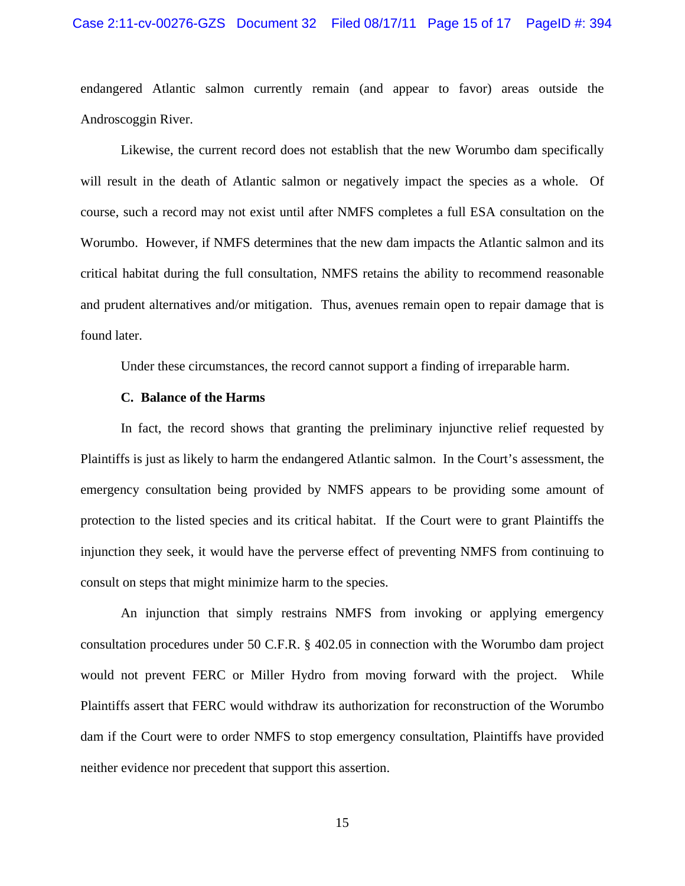endangered Atlantic salmon currently remain (and appear to favor) areas outside the Androscoggin River.

Likewise, the current record does not establish that the new Worumbo dam specifically will result in the death of Atlantic salmon or negatively impact the species as a whole. Of course, such a record may not exist until after NMFS completes a full ESA consultation on the Worumbo. However, if NMFS determines that the new dam impacts the Atlantic salmon and its critical habitat during the full consultation, NMFS retains the ability to recommend reasonable and prudent alternatives and/or mitigation. Thus, avenues remain open to repair damage that is found later.

Under these circumstances, the record cannot support a finding of irreparable harm.

### C. Balance of the Harms

In fact, the record shows that granting the preliminary injunctive relief requested by Plaintiffs is just as likely to harm the endangered Atlantic salmon. In the Court's assessment, the emergency consultation being provided by NMFS appears to be providing some amount of protection to the listed species and its critical habitat. If the Court were to grant Plaintiffs the injunction they seek, it would have the perverse effect of preventing NMFS from continuing to consult on steps that might minimize harm to the species.

An injunction that simply restrains NMFS from invoking or applying emergency consultation procedures under 50 C.F.R. § 402.05 in connection with the Worumbo dam project would not prevent FERC or Miller Hydro from moving forward with the project. While Plaintiffs assert that FERC would withdraw its authorization for reconstruction of the Worumbo dam if the Court were to order NMFS to stop emergency consultation, Plaintiffs have provided neither evidence nor precedent that support this assertion.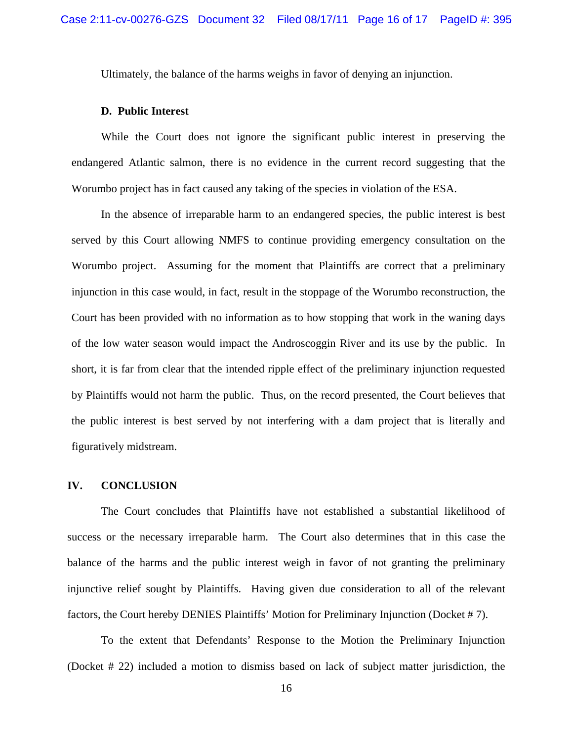Ultimately, the balance of the harms weighs in favor of denying an injunction.

### D. Public Interest

While the Court does not ignore the significant public interest in preserving the endangered Atlantic salmon, there is no evidence in the current record suggesting that the Worumbo project has in fact caused any taking of the species in violation of the ESA.

In the absence of irreparable harm to an endangered species, the public interest is best served by this Court allowing NMFS to continue providing emergency consultation on the Worumbo project. Assuming for the moment that Plaintiffs are correct that a preliminary injunction in this case would, in fact, result in the stoppage of the Worumbo reconstruction, the Court has been provided with no information as to how stopping that work in the waning days of the low water season would impact the Androscoggin River and its use by the public. In short, it is far from clear that the intended ripple effect of the preliminary injunction requested by Plaintiffs would not harm the public. Thus, on the record presented, the Court believes that the public interest is best served by not interfering with a dam project that is literally and figuratively midstream.

## IV. CONCLUSION

The Court concludes that Plaintiffs have not established a substantial likelihood of success or the necessary irreparable harm. The Court also determines that in this case the balance of the harms and the public interest weigh in favor of not granting the preliminary injunctive relief sought by Plaintiffs. Having given due consideration to all of the relevant factors, the Court hereby DENIES Plaintiffs' Motion for Preliminary Injunction (Docket # 7).

To the extent that Defendants' Response to the Motion the Preliminary Injunction (Docket # 22) included a motion to dismiss based on lack of subject matter jurisdiction, the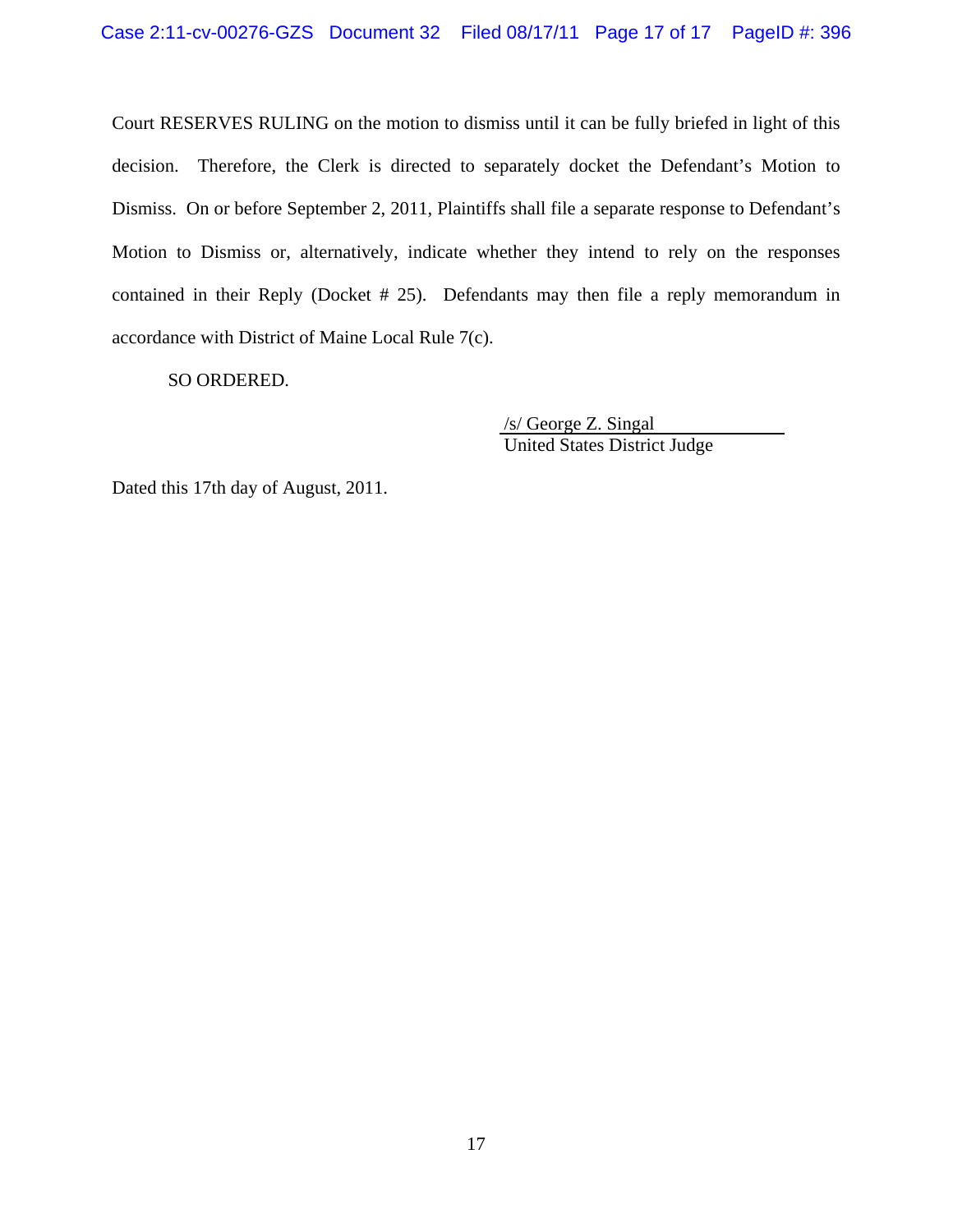Court RESERVES RULING on the motion to dismiss until it can be fully briefed in light of this decision. Therefore, the Clerk is directed to separately docket the Defendant's Motion to Dismiss. On or before September 2, 2011, Plaintiffs shall file a separate response to Defendant's Motion to Dismiss or, alternatively, indicate whether they intend to rely on the responses contained in their Reply (Docket # 25). Defendants may then file a reply memorandum in accordance with District of Maine Local Rule 7(c).

SO ORDERED.

/s/ George Z. Singal
United States District Judge

Dated this 17th day of August, 2011.